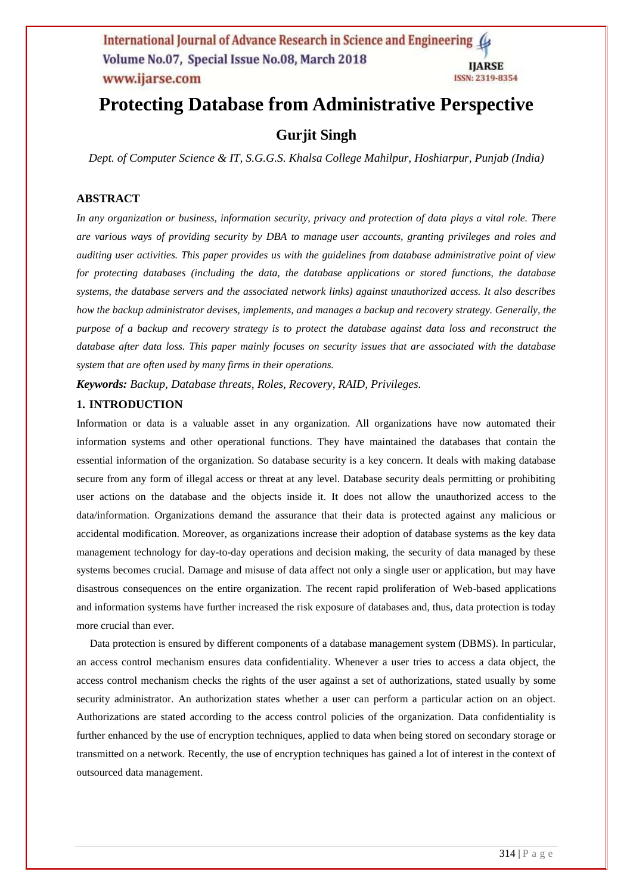# Protecting Database from Administrative Perspective

## Gurjit Singh

*Dept. of Computer Science & IT, S.G.G.S. Khalsa College Mahilpur, Hoshiarpur, Punjab (India)*

### ABSTRACT

*In any organization or business, information security, privacy and protection of data plays a vital role. There are various ways of providing security by DBA to manage user accounts, granting privileges and roles and auditing user activities. This paper provides us with the guidelines from database administrative point of view for protecting databases (including the data, the database applications or stored functions, the database systems, the database servers and the associated network links) against unauthorized access. It also describes how the backup administrator devises, implements, and manages a backup and recovery strategy. Generally, the purpose of a backup and recovery strategy is to protect the database against data loss and reconstruct the database after data loss. This paper mainly focuses on security issues that are associated with the database system that are often used by many firms in their operations.*

***Keywords:*** *Backup, Database threats, Roles, Recovery, RAID, Privileges.*

### 1. INTRODUCTION

Information or data is a valuable asset in any organization. All organizations have now automated their information systems and other operational functions. They have maintained the databases that contain the essential information of the organization. So database security is a key concern. It deals with making database secure from any form of illegal access or threat at any level. Database security deals permitting or prohibiting user actions on the database and the objects inside it. It does not allow the unauthorized access to the data/information. Organizations demand the assurance that their data is protected against any malicious or accidental modification. Moreover, as organizations increase their adoption of database systems as the key data management technology for day-to-day operations and decision making, the security of data managed by these systems becomes crucial. Damage and misuse of data affect not only a single user or application, but may have disastrous consequences on the entire organization. The recent rapid proliferation of Web-based applications and information systems have further increased the risk exposure of databases and, thus, data protection is today more crucial than ever.

Data protection is ensured by different components of a database management system (DBMS). In particular, an access control mechanism ensures data confidentiality. Whenever a user tries to access a data object, the access control mechanism checks the rights of the user against a set of authorizations, stated usually by some security administrator. An authorization states whether a user can perform a particular action on an object. Authorizations are stated according to the access control policies of the organization. Data confidentiality is further enhanced by the use of encryption techniques, applied to data when being stored on secondary storage or transmitted on a network. Recently, the use of encryption techniques has gained a lot of interest in the context of outsourced data management.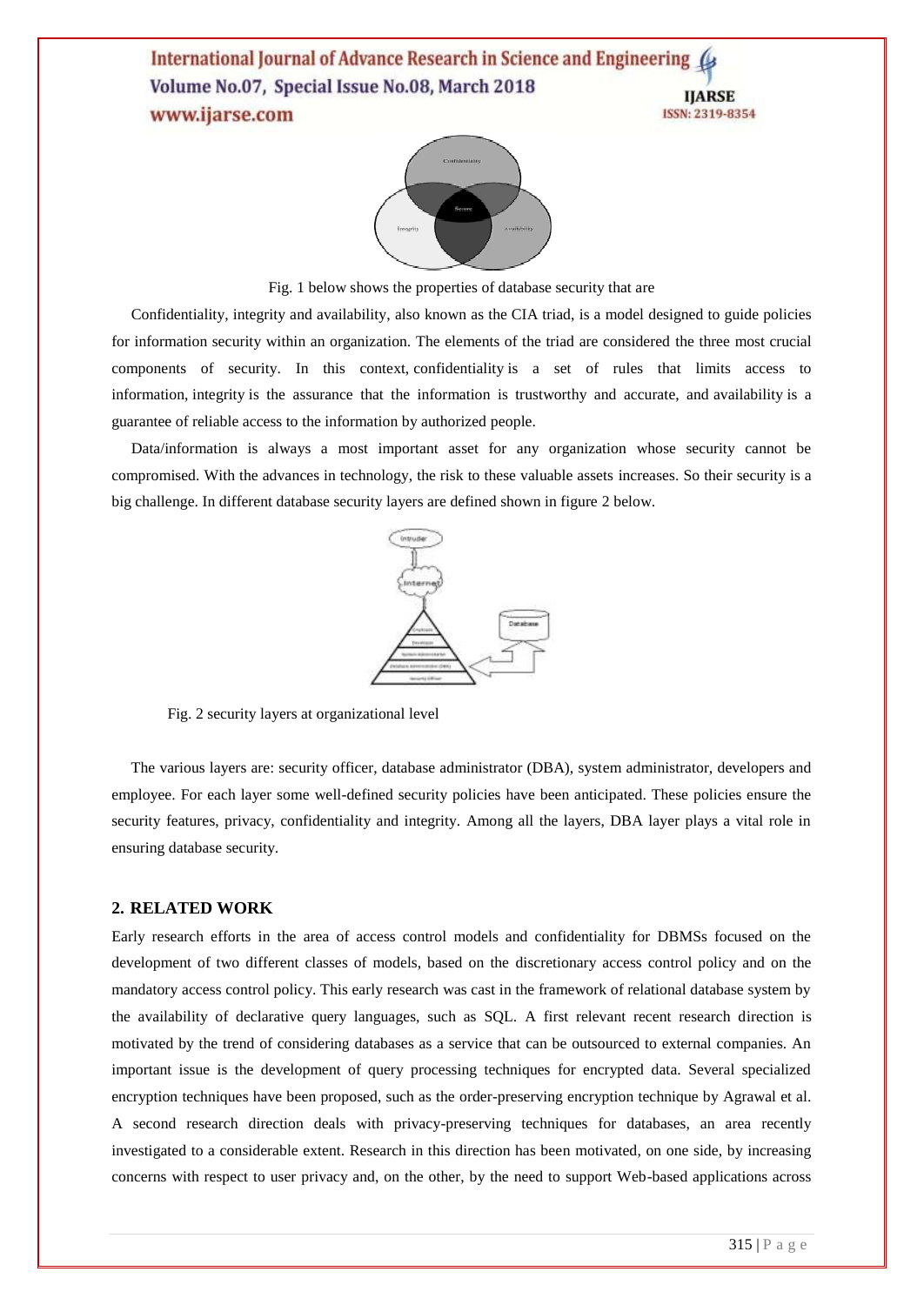Fig. 1 below shows the properties of database security that are

Confidentiality, integrity and availability, also known as the CIA triad, is a model designed to guide policies for information security within an organization. The elements of the triad are considered the three most crucial components of security. In this context, confidentiality is a set of rules that limits access to information, integrity is the assurance that the information is trustworthy and accurate, and availability is a guarantee of reliable access to the information by authorized people.

Data/information is always a most important asset for any organization whose security cannot be compromised. With the advances in technology, the risk to these valuable assets increases. So their security is a big challenge. In different database security layers are defined shown in figure 2 below.

Fig. 2 security layers at organizational level

The various layers are: security officer, database administrator (DBA), system administrator, developers and employee. For each layer some well-defined security policies have been anticipated. These policies ensure the security features, privacy, confidentiality and integrity. Among all the layers, DBA layer plays a vital role in ensuring database security.

## 2. RELATED WORK

Early research efforts in the area of access control models and confidentiality for DBMSs focused on the development of two different classes of models, based on the discretionary access control policy and on the mandatory access control policy. This early research was cast in the framework of relational database system by the availability of declarative query languages, such as SQL. A first relevant recent research direction is motivated by the trend of considering databases as a service that can be outsourced to external companies. An important issue is the development of query processing techniques for encrypted data. Several specialized encryption techniques have been proposed, such as the order-preserving encryption technique by Agrawal et al. A second research direction deals with privacy-preserving techniques for databases, an area recently investigated to a considerable extent. Research in this direction has been motivated, on one side, by increasing concerns with respect to user privacy and, on the other, by the need to support Web-based applications across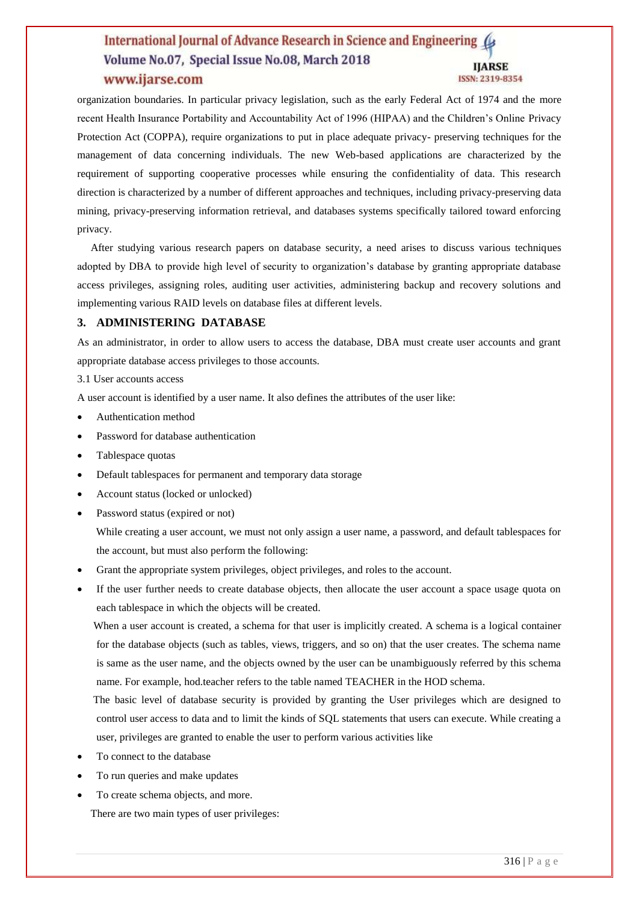organization boundaries. In particular privacy legislation, such as the early Federal Act of 1974 and the more recent Health Insurance Portability and Accountability Act of 1996 (HIPAA) and the Children's Online Privacy Protection Act (COPPA), require organizations to put in place adequate privacy- preserving techniques for the management of data concerning individuals. The new Web-based applications are characterized by the requirement of supporting cooperative processes while ensuring the confidentiality of data. This research direction is characterized by a number of different approaches and techniques, including privacy-preserving data mining, privacy-preserving information retrieval, and databases systems specifically tailored toward enforcing privacy.

After studying various research papers on database security, a need arises to discuss various techniques adopted by DBA to provide high level of security to organization's database by granting appropriate database access privileges, assigning roles, auditing user activities, administering backup and recovery solutions and implementing various RAID levels on database files at different levels.

## 3. ADMINISTERING DATABASE

As an administrator, in order to allow users to access the database, DBA must create user accounts and grant appropriate database access privileges to those accounts.

3.1 User accounts access

A user account is identified by a user name. It also defines the attributes of the user like:

- Authentication method
- Password for database authentication
- Tablespace quotas
- Default tablespaces for permanent and temporary data storage
- Account status (locked or unlocked)
- Password status (expired or not)

While creating a user account, we must not only assign a user name, a password, and default tablespaces for the account, but must also perform the following:

- Grant the appropriate system privileges, object privileges, and roles to the account.
- If the user further needs to create database objects, then allocate the user account a space usage quota on each tablespace in which the objects will be created.

When a user account is created, a schema for that user is implicitly created. A schema is a logical container for the database objects (such as tables, views, triggers, and so on) that the user creates. The schema name is same as the user name, and the objects owned by the user can be unambiguously referred by this schema name. For example, hod.teacher refers to the table named TEACHER in the HOD schema.

The basic level of database security is provided by granting the User privileges which are designed to control user access to data and to limit the kinds of SQL statements that users can execute. While creating a user, privileges are granted to enable the user to perform various activities like

- To connect to the database
- To run queries and make updates
- To create schema objects, and more.

There are two main types of user privileges: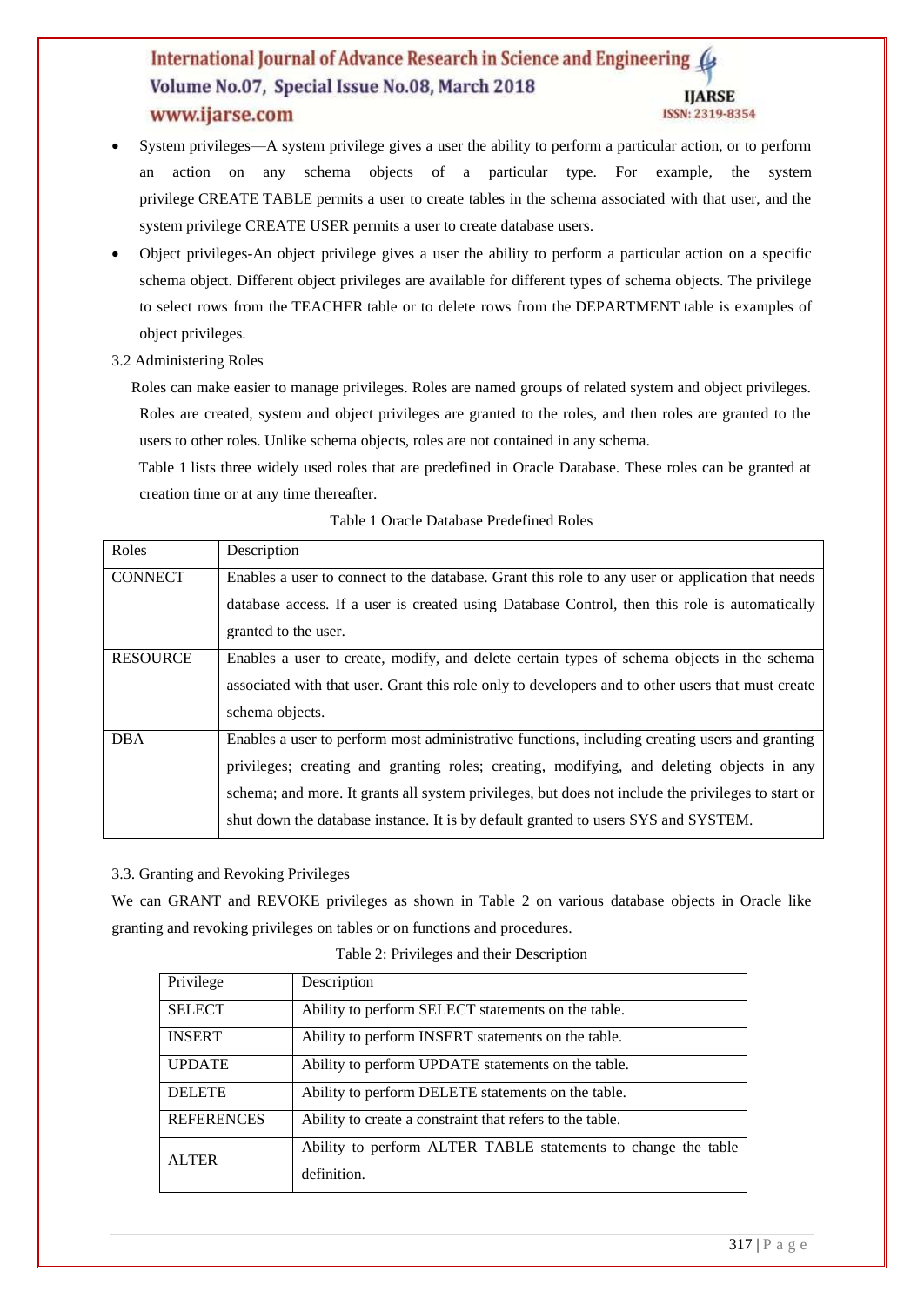- System privileges—A system privilege gives a user the ability to perform a particular action, or to perform an action on any schema objects of a particular type. For example, the system privilege CREATE TABLE permits a user to create tables in the schema associated with that user, and the system privilege CREATE USER permits a user to create database users.
- Object privileges-An object privilege gives a user the ability to perform a particular action on a specific schema object. Different object privileges are available for different types of schema objects. The privilege to select rows from the TEACHER table or to delete rows from the DEPARTMENT table is examples of object privileges.

3.2 Administering Roles

Roles can make easier to manage privileges. Roles are named groups of related system and object privileges. Roles are created, system and object privileges are granted to the roles, and then roles are granted to the users to other roles. Unlike schema objects, roles are not contained in any schema.

Table 1 lists three widely used roles that are predefined in Oracle Database. These roles can be granted at creation time or at any time thereafter.

Table 1 Oracle Database Predefined Roles

| Roles | Description |
|---|---|
| CONNECT | Enables a user to connect to the database. Grant this role to any user or application that needs database access. If a user is created using Database Control, then this role is automatically granted to the user. |
| RESOURCE | Enables a user to create, modify, and delete certain types of schema objects in the schema associated with that user. Grant this role only to developers and to other users that must create schema objects. |
| DBA | Enables a user to perform most administrative functions, including creating users and granting privileges; creating and granting roles; creating, modifying, and deleting objects in any schema; and more. It grants all system privileges, but does not include the privileges to start or shut down the database instance. It is by default granted to users SYS and SYSTEM. |

3.3. Granting and Revoking Privileges

We can GRANT and REVOKE privileges as shown in Table 2 on various database objects in Oracle like granting and revoking privileges on tables or on functions and procedures.

Table 2: Privileges and their Description

| Privilege | Description |
|---|---|
| SELECT | Ability to perform SELECT statements on the table. |
| INSERT | Ability to perform INSERT statements on the table. |
| UPDATE | Ability to perform UPDATE statements on the table. |
| DELETE | Ability to perform DELETE statements on the table. |
| REFERENCES | Ability to create a constraint that refers to the table. |
| ALTER | Ability to perform ALTER TABLE statements to change the table definition. |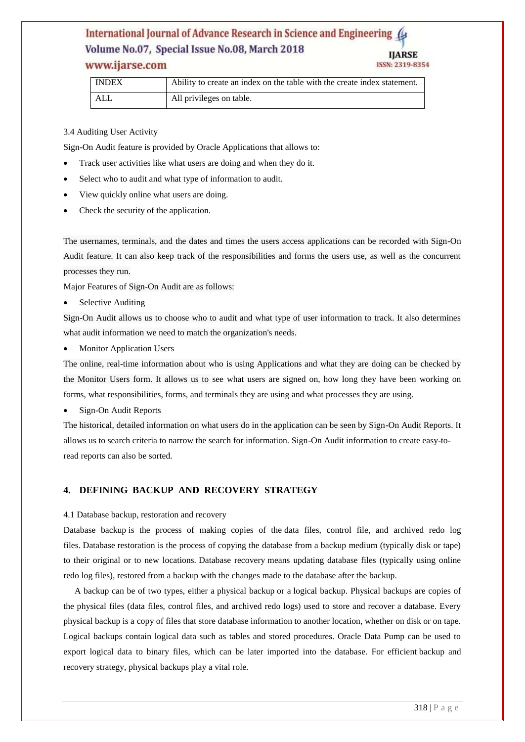| INDEX | Ability to create an index on the table with the create index statement. |
| --- | --- |
| ALL | All privileges on table. |

3.4 Auditing User Activity

Sign-On Audit feature is provided by Oracle Applications that allows to:

- Track user activities like what users are doing and when they do it.
- Select who to audit and what type of information to audit.
- View quickly online what users are doing.
- Check the security of the application.

The usernames, terminals, and the dates and times the users access applications can be recorded with Sign-On Audit feature. It can also keep track of the responsibilities and forms the users use, as well as the concurrent processes they run.

Major Features of Sign-On Audit are as follows:

- Selective Auditing

Sign-On Audit allows us to choose who to audit and what type of user information to track. It also determines what audit information we need to match the organization's needs.

- Monitor Application Users

The online, real-time information about who is using Applications and what they are doing can be checked by the Monitor Users form. It allows us to see what users are signed on, how long they have been working on forms, what responsibilities, forms, and terminals they are using and what processes they are using.

- Sign-On Audit Reports

The historical, detailed information on what users do in the application can be seen by Sign-On Audit Reports. It allows us to search criteria to narrow the search for information. Sign-On Audit information to create easy-to-read reports can also be sorted.

## 4. DEFINING BACKUP AND RECOVERY STRATEGY

4.1 Database backup, restoration and recovery

Database backup is the process of making copies of the data files, control file, and archived redo log files. Database restoration is the process of copying the database from a backup medium (typically disk or tape) to their original or to new locations. Database recovery means updating database files (typically using online redo log files), restored from a backup with the changes made to the database after the backup.

A backup can be of two types, either a physical backup or a logical backup. Physical backups are copies of the physical files (data files, control files, and archived redo logs) used to store and recover a database. Every physical backup is a copy of files that store database information to another location, whether on disk or on tape. Logical backups contain logical data such as tables and stored procedures. Oracle Data Pump can be used to export logical data to binary files, which can be later imported into the database. For efficient backup and recovery strategy, physical backups play a vital role.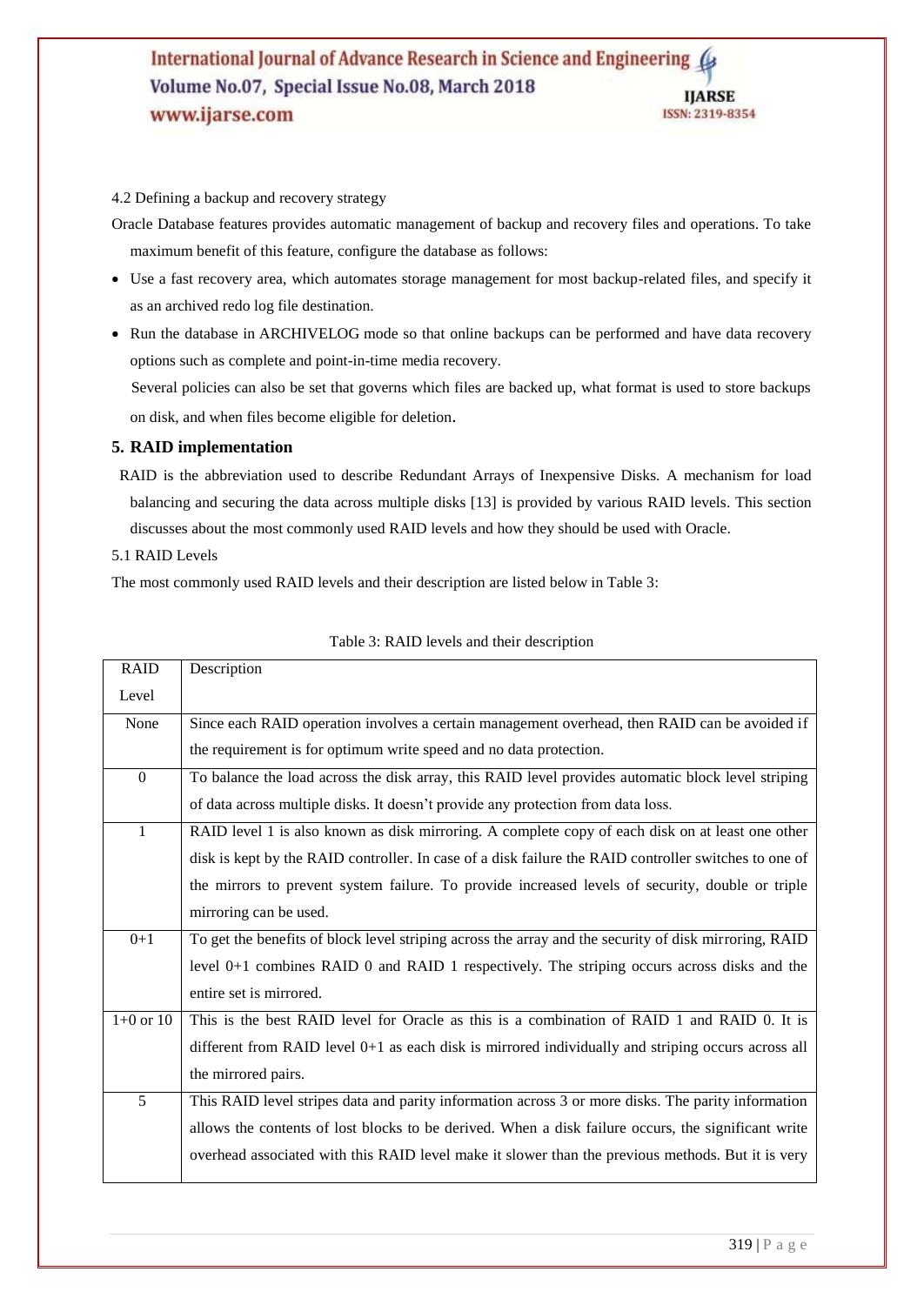4.2 Defining a backup and recovery strategy

Oracle Database features provides automatic management of backup and recovery files and operations. To take maximum benefit of this feature, configure the database as follows:

- Use a fast recovery area, which automates storage management for most backup-related files, and specify it as an archived redo log file destination.
- Run the database in ARCHIVELOG mode so that online backups can be performed and have data recovery options such as complete and point-in-time media recovery.

Several policies can also be set that governs which files are backed up, what format is used to store backups on disk, and when files become eligible for deletion.

## 5. RAID implementation

RAID is the abbreviation used to describe Redundant Arrays of Inexpensive Disks. A mechanism for load balancing and securing the data across multiple disks [13] is provided by various RAID levels. This section discusses about the most commonly used RAID levels and how they should be used with Oracle.

5.1 RAID Levels

The most commonly used RAID levels and their description are listed below in Table 3:

Table 3: RAID levels and their description

| RAID Level | Description |
|---|---|
| None | Since each RAID operation involves a certain management overhead, then RAID can be avoided if the requirement is for optimum write speed and no data protection. |
| 0 | To balance the load across the disk array, this RAID level provides automatic block level striping of data across multiple disks. It doesn't provide any protection from data loss. |
| 1 | RAID level 1 is also known as disk mirroring. A complete copy of each disk on at least one other disk is kept by the RAID controller. In case of a disk failure the RAID controller switches to one of the mirrors to prevent system failure. To provide increased levels of security, double or triple mirroring can be used. |
| 0+1 | To get the benefits of block level striping across the array and the security of disk mirroring, RAID level 0+1 combines RAID 0 and RAID 1 respectively. The striping occurs across disks and the entire set is mirrored. |
| 1+0 or 10 | This is the best RAID level for Oracle as this is a combination of RAID 1 and RAID 0. It is different from RAID level 0+1 as each disk is mirrored individually and striping occurs across all the mirrored pairs. |
| 5 | This RAID level stripes data and parity information across 3 or more disks. The parity information allows the contents of lost blocks to be derived. When a disk failure occurs, the significant write overhead associated with this RAID level make it slower than the previous methods. But it is very |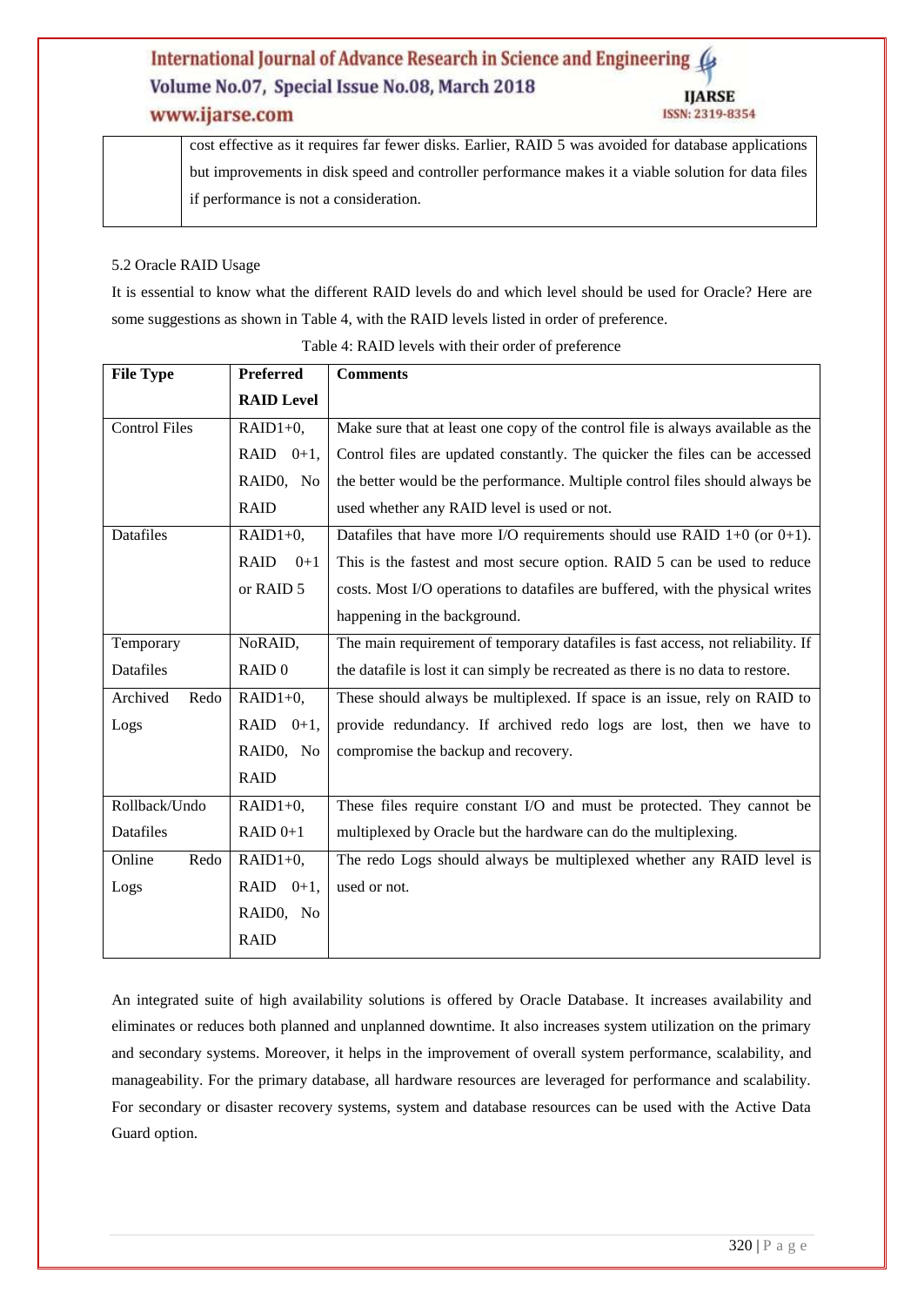| | cost effective as it requires far fewer disks. Earlier, RAID 5 was avoided for database applications but improvements in disk speed and controller performance makes it a viable solution for data files if performance is not a consideration. |
|---|---|

5.2 Oracle RAID Usage

It is essential to know what the different RAID levels do and which level should be used for Oracle? Here are some suggestions as shown in Table 4, with the RAID levels listed in order of preference.

Table 4: RAID levels with their order of preference

| File Type | Preferred RAID Level | Comments |
|---|---|---|
| Control Files | RAID1+0, RAID 0+1, RAID0, No RAID | Make sure that at least one copy of the control file is always available as the Control files are updated constantly. The quicker the files can be accessed the better would be the performance. Multiple control files should always be used whether any RAID level is used or not. |
| Datafiles | RAID1+0, RAID 0+1 or RAID 5 | Datafiles that have more I/O requirements should use RAID 1+0 (or 0+1). This is the fastest and most secure option. RAID 5 can be used to reduce costs. Most I/O operations to datafiles are buffered, with the physical writes happening in the background. |
| Temporary Datafiles | NoRAID, RAID 0 | The main requirement of temporary datafiles is fast access, not reliability. If the datafile is lost it can simply be recreated as there is no data to restore. |
| Archived Redo Logs | RAID1+0, RAID 0+1, RAID0, No RAID | These should always be multiplexed. If space is an issue, rely on RAID to provide redundancy. If archived redo logs are lost, then we have to compromise the backup and recovery. |
| Rollback/Undo Datafiles | RAID1+0, RAID 0+1 | These files require constant I/O and must be protected. They cannot be multiplexed by Oracle but the hardware can do the multiplexing. |
| Online Redo Logs | RAID1+0, RAID 0+1, RAID0, No RAID | The redo Logs should always be multiplexed whether any RAID level is used or not. |

An integrated suite of high availability solutions is offered by Oracle Database. It increases availability and eliminates or reduces both planned and unplanned downtime. It also increases system utilization on the primary and secondary systems. Moreover, it helps in the improvement of overall system performance, scalability, and manageability. For the primary database, all hardware resources are leveraged for performance and scalability. For secondary or disaster recovery systems, system and database resources can be used with the Active Data Guard option.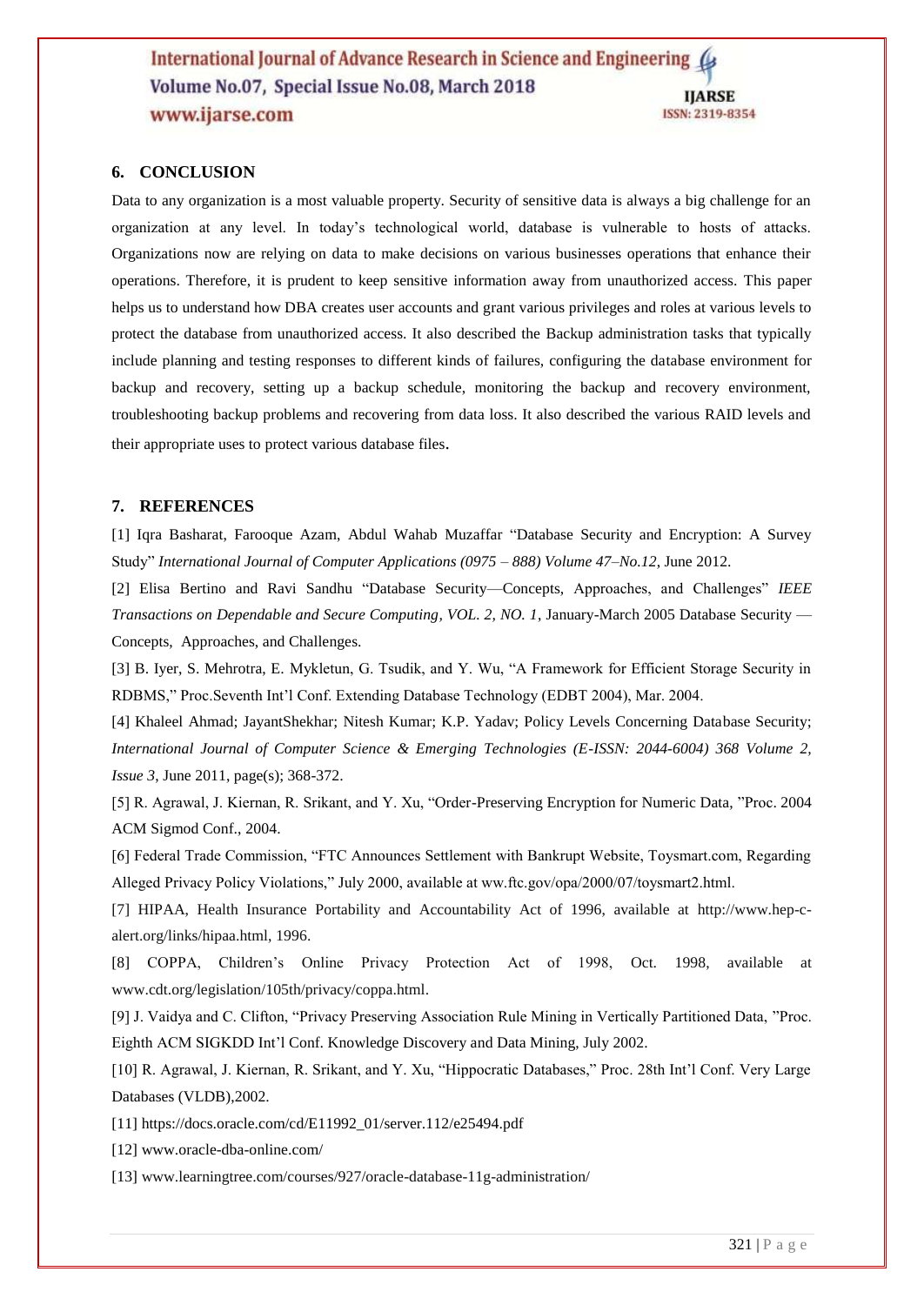## 6. CONCLUSION

Data to any organization is a most valuable property. Security of sensitive data is always a big challenge for an organization at any level. In today's technological world, database is vulnerable to hosts of attacks. Organizations now are relying on data to make decisions on various businesses operations that enhance their operations. Therefore, it is prudent to keep sensitive information away from unauthorized access. This paper helps us to understand how DBA creates user accounts and grant various privileges and roles at various levels to protect the database from unauthorized access. It also described the Backup administration tasks that typically include planning and testing responses to different kinds of failures, configuring the database environment for backup and recovery, setting up a backup schedule, monitoring the backup and recovery environment, troubleshooting backup problems and recovering from data loss. It also described the various RAID levels and their appropriate uses to protect various database files.

## 7. REFERENCES

[1] Iqra Basharat, Farooque Azam, Abdul Wahab Muzaffar "Database Security and Encryption: A Survey Study" *International Journal of Computer Applications (0975 – 888) Volume 47–No.12*, June 2012.

[2] Elisa Bertino and Ravi Sandhu "Database Security—Concepts, Approaches, and Challenges" *IEEE Transactions on Dependable and Secure Computing, VOL. 2, NO. 1*, January-March 2005 Database Security — Concepts, Approaches, and Challenges.

[3] B. Iyer, S. Mehrotra, E. Mykletun, G. Tsudik, and Y. Wu, "A Framework for Efficient Storage Security in RDBMS," Proc.Seventh Int'l Conf. Extending Database Technology (EDBT 2004), Mar. 2004.

[4] Khaleel Ahmad; JayantShekhar; Nitesh Kumar; K.P. Yadav; Policy Levels Concerning Database Security; *International Journal of Computer Science & Emerging Technologies (E-ISSN: 2044-6004) 368 Volume 2, Issue 3*, June 2011, page(s); 368-372.

[5] R. Agrawal, J. Kiernan, R. Srikant, and Y. Xu, "Order-Preserving Encryption for Numeric Data, "Proc. 2004 ACM Sigmod Conf., 2004.

[6] Federal Trade Commission, "FTC Announces Settlement with Bankrupt Website, Toysmart.com, Regarding Alleged Privacy Policy Violations," July 2000, available at ww.ftc.gov/opa/2000/07/toysmart2.html.

[7] HIPAA, Health Insurance Portability and Accountability Act of 1996, available at http://www.hep-c-alert.org/links/hipaa.html, 1996.

[8] COPPA, Children's Online Privacy Protection Act of 1998, Oct. 1998, available at www.cdt.org/legislation/105th/privacy/coppa.html.

[9] J. Vaidya and C. Clifton, "Privacy Preserving Association Rule Mining in Vertically Partitioned Data, "Proc. Eighth ACM SIGKDD Int'l Conf. Knowledge Discovery and Data Mining, July 2002.

[10] R. Agrawal, J. Kiernan, R. Srikant, and Y. Xu, "Hippocratic Databases," Proc. 28th Int'l Conf. Very Large Databases (VLDB),2002.

[11] https://docs.oracle.com/cd/E11992_01/server.112/e25494.pdf

[12] www.oracle-dba-online.com/

[13] www.learningtree.com/courses/927/oracle-database-11g-administration/